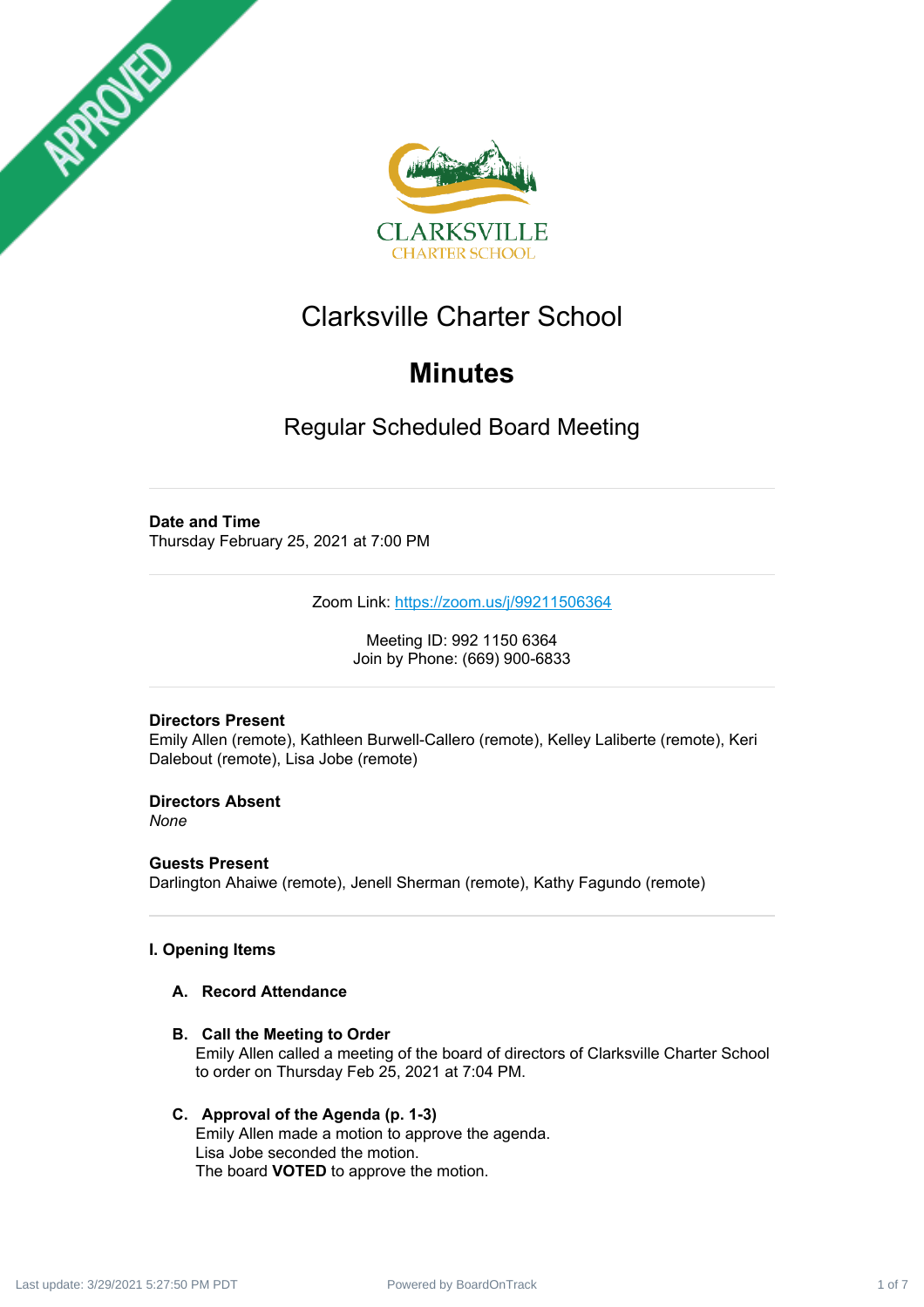APPROVED

CLARKSVILLE
CHARTER SCHOOL

# Clarksville Charter School

# Minutes

## Regular Scheduled Board Meeting

---

**Date and Time**
Thursday February 25, 2021 at 7:00 PM

---

Zoom Link: https://zoom.us/j/99211506364

Meeting ID: 992 1150 6364
Join by Phone: (669) 900-6833

---

**Directors Present**
Emily Allen (remote), Kathleen Burwell-Callero (remote), Kelley Laliberte (remote), Keri Dalebout (remote), Lisa Jobe (remote)

**Directors Absent**
*None*

**Guests Present**
Darlington Ahaiwe (remote), Jenell Sherman (remote), Kathy Fagundo (remote)

---

### I. Opening Items

**A. Record Attendance**

**B. Call the Meeting to Order**
Emily Allen called a meeting of the board of directors of Clarksville Charter School to order on Thursday Feb 25, 2021 at 7:04 PM.

**C. Approval of the Agenda (p. 1-3)**
Emily Allen made a motion to approve the agenda.
Lisa Jobe seconded the motion.
The board **VOTED** to approve the motion.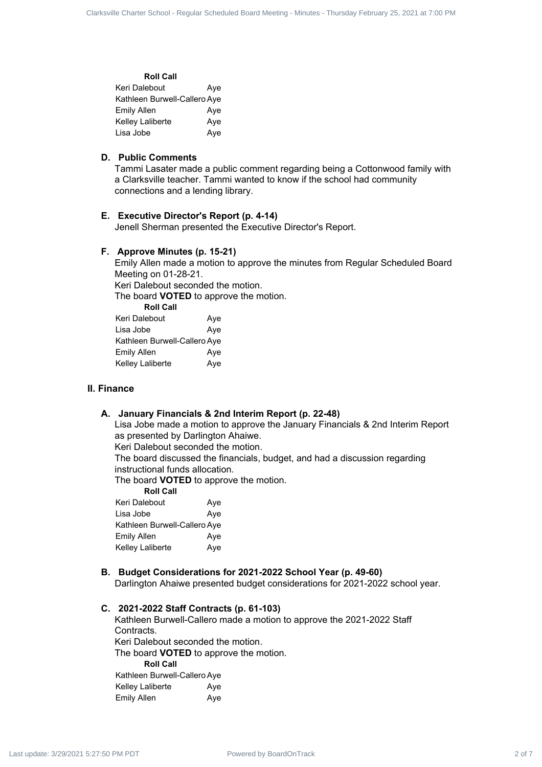**Roll Call**

| | |
|---|---|
| Keri Dalebout | Aye |
| Kathleen Burwell-Callero | Aye |
| Emily Allen | Aye |
| Kelley Laliberte | Aye |
| Lisa Jobe | Aye |

### D. Public Comments

Tammi Lasater made a public comment regarding being a Cottonwood family with a Clarksville teacher. Tammi wanted to know if the school had community connections and a lending library.

### E. Executive Director's Report (p. 4-14)

Jenell Sherman presented the Executive Director's Report.

### F. Approve Minutes (p. 15-21)

Emily Allen made a motion to approve the minutes from Regular Scheduled Board Meeting on 01-28-21.
Keri Dalebout seconded the motion.
The board **VOTED** to approve the motion.

**Roll Call**

| | |
|---|---|
| Keri Dalebout | Aye |
| Lisa Jobe | Aye |
| Kathleen Burwell-Callero | Aye |
| Emily Allen | Aye |
| Kelley Laliberte | Aye |

## II. Finance

### A. January Financials & 2nd Interim Report (p. 22-48)

Lisa Jobe made a motion to approve the January Financials & 2nd Interim Report as presented by Darlington Ahaiwe.
Keri Dalebout seconded the motion.
The board discussed the financials, budget, and had a discussion regarding instructional funds allocation.
The board **VOTED** to approve the motion.

**Roll Call**

| | |
|---|---|
| Keri Dalebout | Aye |
| Lisa Jobe | Aye |
| Kathleen Burwell-Callero | Aye |
| Emily Allen | Aye |
| Kelley Laliberte | Aye |

### B. Budget Considerations for 2021-2022 School Year (p. 49-60)

Darlington Ahaiwe presented budget considerations for 2021-2022 school year.

### C. 2021-2022 Staff Contracts (p. 61-103)

Kathleen Burwell-Callero made a motion to approve the 2021-2022 Staff Contracts.
Keri Dalebout seconded the motion.
The board **VOTED** to approve the motion.

**Roll Call**

| | |
|---|---|
| Kathleen Burwell-Callero | Aye |
| Kelley Laliberte | Aye |
| Emily Allen | Aye |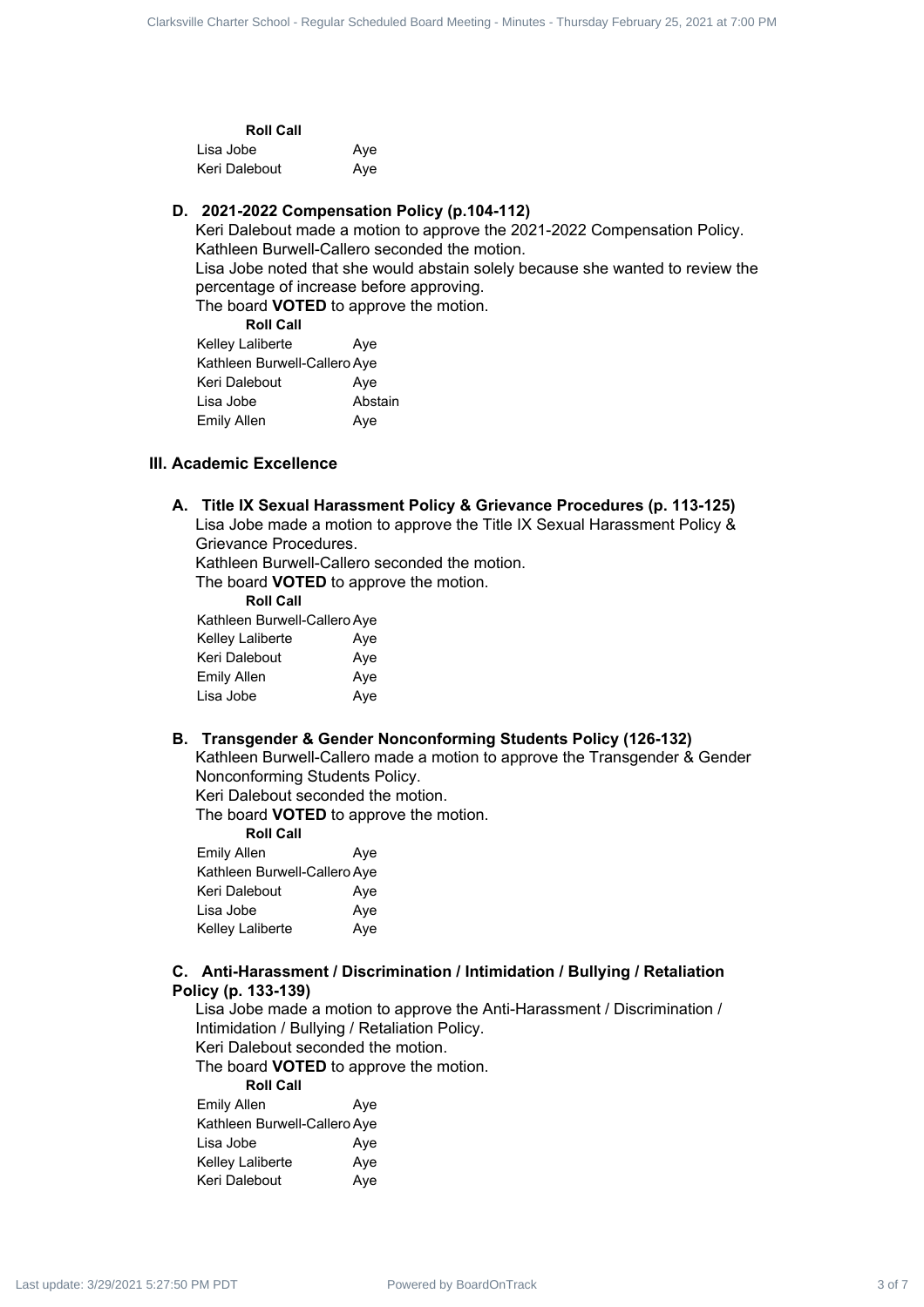**Roll Call**

| | |
|---|---|
| Lisa Jobe | Aye |
| Keri Dalebout | Aye |

**D. 2021-2022 Compensation Policy (p.104-112)**

Keri Dalebout made a motion to approve the 2021-2022 Compensation Policy.
Kathleen Burwell-Callero seconded the motion.
Lisa Jobe noted that she would abstain solely because she wanted to review the percentage of increase before approving.
The board **VOTED** to approve the motion.

**Roll Call**

| | |
|---|---|
| Kelley Laliberte | Aye |
| Kathleen Burwell-Callero | Aye |
| Keri Dalebout | Aye |
| Lisa Jobe | Abstain |
| Emily Allen | Aye |

## III. Academic Excellence

**A. Title IX Sexual Harassment Policy & Grievance Procedures (p. 113-125)**

Lisa Jobe made a motion to approve the Title IX Sexual Harassment Policy & Grievance Procedures.
Kathleen Burwell-Callero seconded the motion.
The board **VOTED** to approve the motion.

**Roll Call**

| | |
|---|---|
| Kathleen Burwell-Callero | Aye |
| Kelley Laliberte | Aye |
| Keri Dalebout | Aye |
| Emily Allen | Aye |
| Lisa Jobe | Aye |

**B. Transgender & Gender Nonconforming Students Policy (126-132)**

Kathleen Burwell-Callero made a motion to approve the Transgender & Gender Nonconforming Students Policy.
Keri Dalebout seconded the motion.
The board **VOTED** to approve the motion.

**Roll Call**

| | |
|---|---|
| Emily Allen | Aye |
| Kathleen Burwell-Callero | Aye |
| Keri Dalebout | Aye |
| Lisa Jobe | Aye |
| Kelley Laliberte | Aye |

**C. Anti-Harassment / Discrimination / Intimidation / Bullying / Retaliation Policy (p. 133-139)**

Lisa Jobe made a motion to approve the Anti-Harassment / Discrimination / Intimidation / Bullying / Retaliation Policy.
Keri Dalebout seconded the motion.
The board **VOTED** to approve the motion.

**Roll Call**

| | |
|---|---|
| Emily Allen | Aye |
| Kathleen Burwell-Callero | Aye |
| Lisa Jobe | Aye |
| Kelley Laliberte | Aye |
| Keri Dalebout | Aye |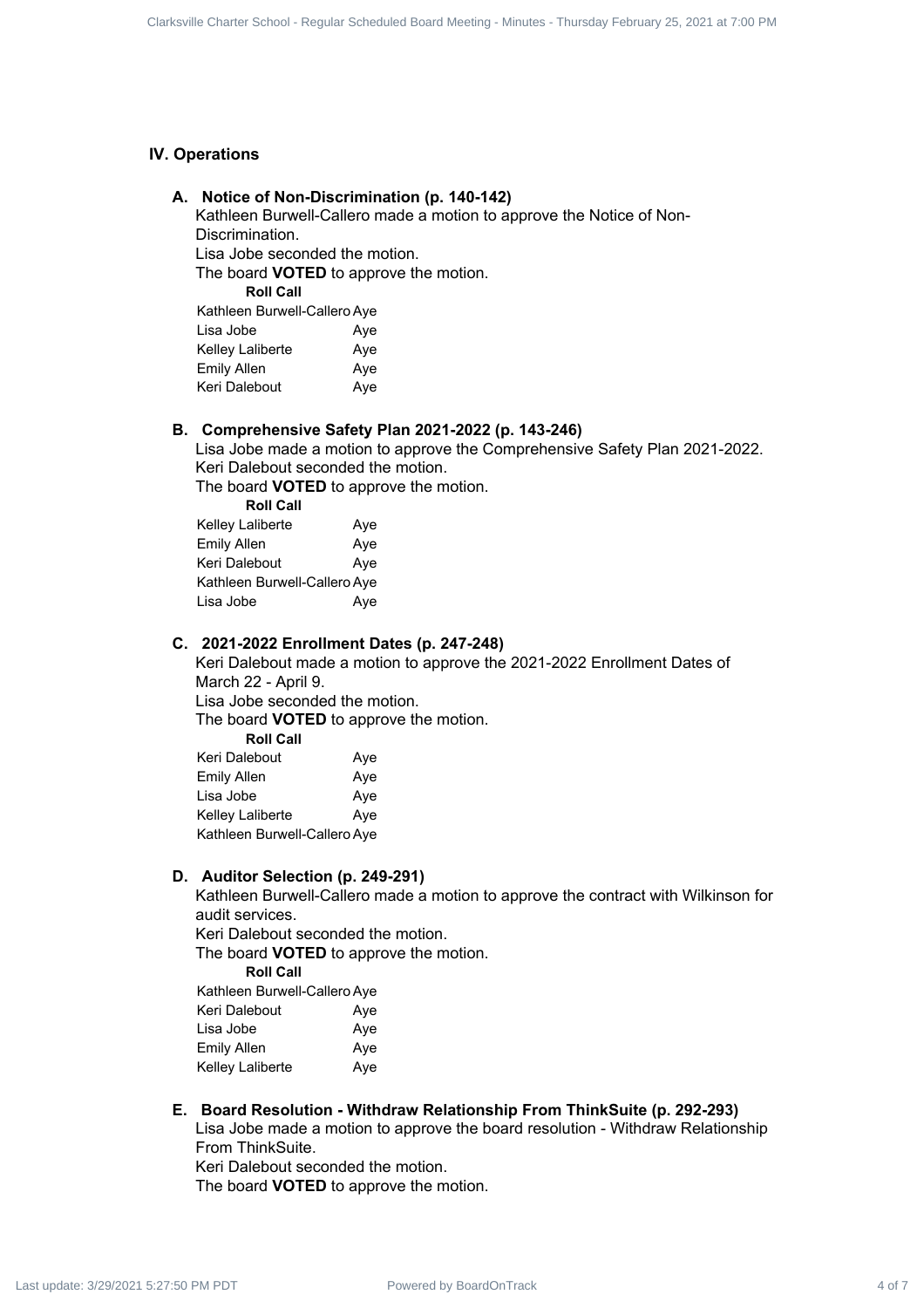## IV. Operations

### A. Notice of Non-Discrimination (p. 140-142)

Kathleen Burwell-Callero made a motion to approve the Notice of Non-Discrimination.
Lisa Jobe seconded the motion.
The board **VOTED** to approve the motion.

| Roll Call | |
|---|---|
| Kathleen Burwell-Callero | Aye |
| Lisa Jobe | Aye |
| Kelley Laliberte | Aye |
| Emily Allen | Aye |
| Keri Dalebout | Aye |

### B. Comprehensive Safety Plan 2021-2022 (p. 143-246)

Lisa Jobe made a motion to approve the Comprehensive Safety Plan 2021-2022.
Keri Dalebout seconded the motion.
The board **VOTED** to approve the motion.

| Roll Call | |
|---|---|
| Kelley Laliberte | Aye |
| Emily Allen | Aye |
| Keri Dalebout | Aye |
| Kathleen Burwell-Callero | Aye |
| Lisa Jobe | Aye |

### C. 2021-2022 Enrollment Dates (p. 247-248)

Keri Dalebout made a motion to approve the 2021-2022 Enrollment Dates of March 22 - April 9.
Lisa Jobe seconded the motion.
The board **VOTED** to approve the motion.

| Roll Call | |
|---|---|
| Keri Dalebout | Aye |
| Emily Allen | Aye |
| Lisa Jobe | Aye |
| Kelley Laliberte | Aye |
| Kathleen Burwell-Callero | Aye |

### D. Auditor Selection (p. 249-291)

Kathleen Burwell-Callero made a motion to approve the contract with Wilkinson for audit services.
Keri Dalebout seconded the motion.
The board **VOTED** to approve the motion.

| Roll Call | |
|---|---|
| Kathleen Burwell-Callero | Aye |
| Keri Dalebout | Aye |
| Lisa Jobe | Aye |
| Emily Allen | Aye |
| Kelley Laliberte | Aye |

### E. Board Resolution - Withdraw Relationship From ThinkSuite (p. 292-293)

Lisa Jobe made a motion to approve the board resolution - Withdraw Relationship From ThinkSuite.
Keri Dalebout seconded the motion.
The board **VOTED** to approve the motion.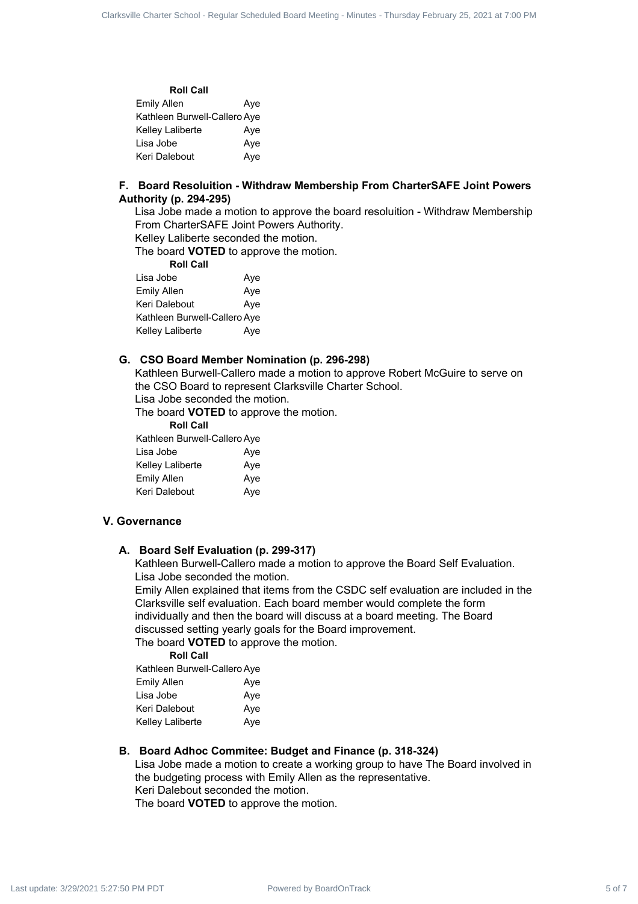**Roll Call**

| | |
|---|---|
| Emily Allen | Aye |
| Kathleen Burwell-Callero | Aye |
| Kelley Laliberte | Aye |
| Lisa Jobe | Aye |
| Keri Dalebout | Aye |

### F. Board Resoluition - Withdraw Membership From CharterSAFE Joint Powers Authority (p. 294-295)

Lisa Jobe made a motion to approve the board resoluition - Withdraw Membership From CharterSAFE Joint Powers Authority.
Kelley Laliberte seconded the motion.
The board **VOTED** to approve the motion.

**Roll Call**

| | |
|---|---|
| Lisa Jobe | Aye |
| Emily Allen | Aye |
| Keri Dalebout | Aye |
| Kathleen Burwell-Callero | Aye |
| Kelley Laliberte | Aye |

### G. CSO Board Member Nomination (p. 296-298)

Kathleen Burwell-Callero made a motion to approve Robert McGuire to serve on the CSO Board to represent Clarksville Charter School.
Lisa Jobe seconded the motion.
The board **VOTED** to approve the motion.

**Roll Call**

| | |
|---|---|
| Kathleen Burwell-Callero | Aye |
| Lisa Jobe | Aye |
| Kelley Laliberte | Aye |
| Emily Allen | Aye |
| Keri Dalebout | Aye |

## V. Governance

### A. Board Self Evaluation (p. 299-317)

Kathleen Burwell-Callero made a motion to approve the Board Self Evaluation.
Lisa Jobe seconded the motion.
Emily Allen explained that items from the CSDC self evaluation are included in the Clarksville self evaluation. Each board member would complete the form individually and then the board will discuss at a board meeting. The Board discussed setting yearly goals for the Board improvement.
The board **VOTED** to approve the motion.

**Roll Call**

| | |
|---|---|
| Kathleen Burwell-Callero | Aye |
| Emily Allen | Aye |
| Lisa Jobe | Aye |
| Keri Dalebout | Aye |
| Kelley Laliberte | Aye |

### B. Board Adhoc Commitee: Budget and Finance (p. 318-324)

Lisa Jobe made a motion to create a working group to have The Board involved in the budgeting process with Emily Allen as the representative.
Keri Dalebout seconded the motion.
The board **VOTED** to approve the motion.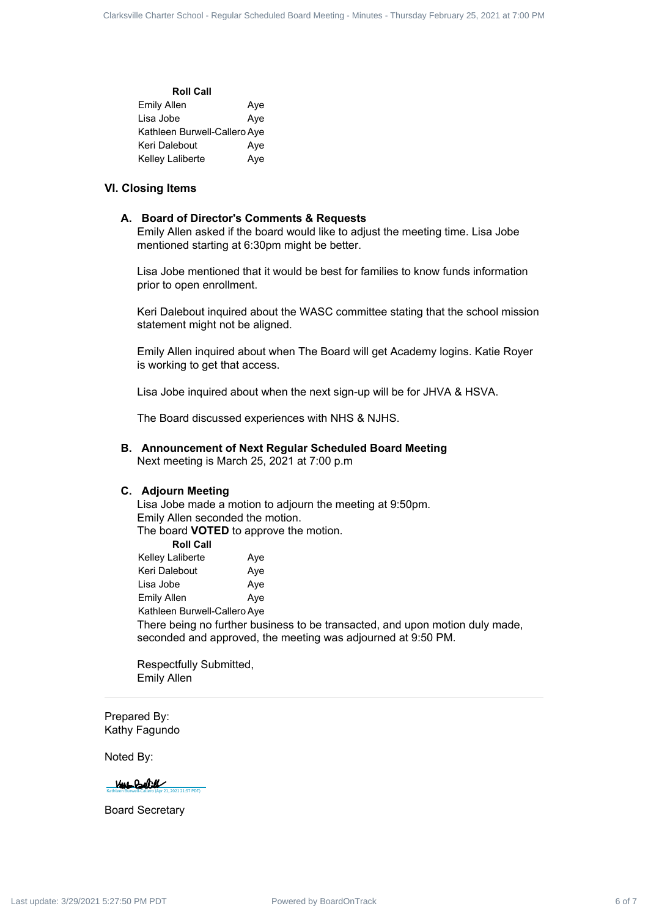**Roll Call**

| | |
|---|---|
| Emily Allen | Aye |
| Lisa Jobe | Aye |
| Kathleen Burwell-Callero | Aye |
| Keri Dalebout | Aye |
| Kelley Laliberte | Aye |

## VI. Closing Items

### A. Board of Director's Comments & Requests

Emily Allen asked if the board would like to adjust the meeting time. Lisa Jobe mentioned starting at 6:30pm might be better.

Lisa Jobe mentioned that it would be best for families to know funds information prior to open enrollment.

Keri Dalebout inquired about the WASC committee stating that the school mission statement might not be aligned.

Emily Allen inquired about when The Board will get Academy logins. Katie Royer is working to get that access.

Lisa Jobe inquired about when the next sign-up will be for JHVA & HSVA.

The Board discussed experiences with NHS & NJHS.

### B. Announcement of Next Regular Scheduled Board Meeting

Next meeting is March 25, 2021 at 7:00 p.m

### C. Adjourn Meeting

Lisa Jobe made a motion to adjourn the meeting at 9:50pm.
Emily Allen seconded the motion.
The board **VOTED** to approve the motion.

**Roll Call**

| | |
|---|---|
| Kelley Laliberte | Aye |
| Keri Dalebout | Aye |
| Lisa Jobe | Aye |
| Emily Allen | Aye |
| Kathleen Burwell-Callero | Aye |

There being no further business to be transacted, and upon motion duly made, seconded and approved, the meeting was adjourned at 9:50 PM.

Respectfully Submitted,
Emily Allen

---

Prepared By:
Kathy Fagundo

Noted By:

Kathleen Burwell-Callero (Apr 21, 2021 21:57 PDT)

Board Secretary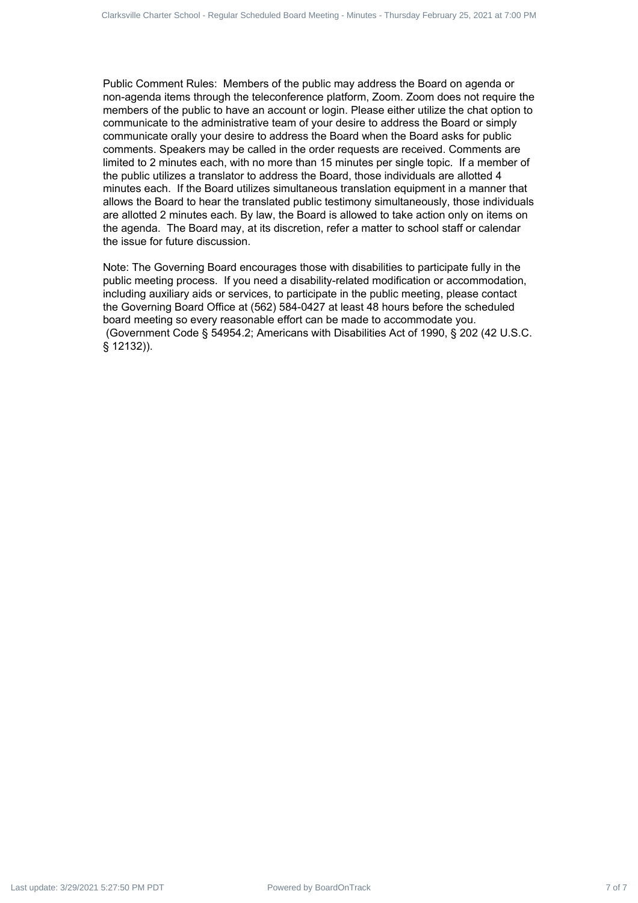Public Comment Rules: Members of the public may address the Board on agenda or non-agenda items through the teleconference platform, Zoom. Zoom does not require the members of the public to have an account or login. Please either utilize the chat option to communicate to the administrative team of your desire to address the Board or simply communicate orally your desire to address the Board when the Board asks for public comments. Speakers may be called in the order requests are received. Comments are limited to 2 minutes each, with no more than 15 minutes per single topic. If a member of the public utilizes a translator to address the Board, those individuals are allotted 4 minutes each. If the Board utilizes simultaneous translation equipment in a manner that allows the Board to hear the translated public testimony simultaneously, those individuals are allotted 2 minutes each. By law, the Board is allowed to take action only on items on the agenda. The Board may, at its discretion, refer a matter to school staff or calendar the issue for future discussion.

Note: The Governing Board encourages those with disabilities to participate fully in the public meeting process. If you need a disability-related modification or accommodation, including auxiliary aids or services, to participate in the public meeting, please contact the Governing Board Office at (562) 584-0427 at least 48 hours before the scheduled board meeting so every reasonable effort can be made to accommodate you. (Government Code § 54954.2; Americans with Disabilities Act of 1990, § 202 (42 U.S.C. § 12132)).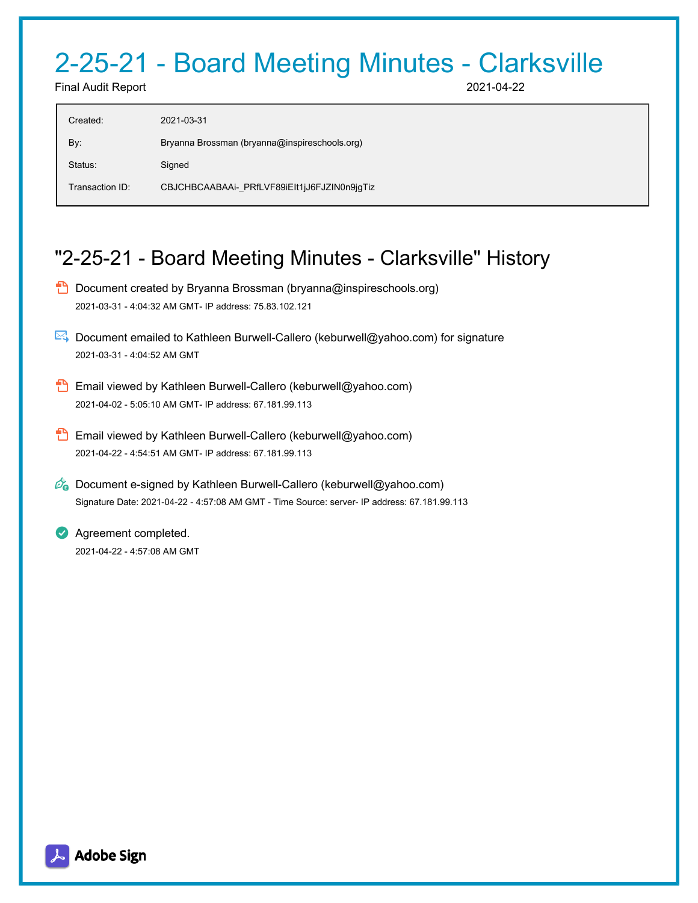# 2-25-21 - Board Meeting Minutes - Clarksville

Final Audit Report 2021-04-22

| | |
|---|---|
| Created: | 2021-03-31 |
| By: | Bryanna Brossman (bryanna@inspireschools.org) |
| Status: | Signed |
| Transaction ID: | CBJCHBCAABAAi-_PRfLVF89iEIt1jJ6FJZIN0n9jgTiz |

## "2-25-21 - Board Meeting Minutes - Clarksville" History

- Document created by Bryanna Brossman (bryanna@inspireschools.org)
  2021-03-31 - 4:04:32 AM GMT- IP address: 75.83.102.121

- Document emailed to Kathleen Burwell-Callero (keburwell@yahoo.com) for signature
  2021-03-31 - 4:04:52 AM GMT

- Email viewed by Kathleen Burwell-Callero (keburwell@yahoo.com)
  2021-04-02 - 5:05:10 AM GMT- IP address: 67.181.99.113

- Email viewed by Kathleen Burwell-Callero (keburwell@yahoo.com)
  2021-04-22 - 4:54:51 AM GMT- IP address: 67.181.99.113

- Document e-signed by Kathleen Burwell-Callero (keburwell@yahoo.com)
  Signature Date: 2021-04-22 - 4:57:08 AM GMT - Time Source: server- IP address: 67.181.99.113

- Agreement completed.
  2021-04-22 - 4:57:08 AM GMT

Adobe Sign